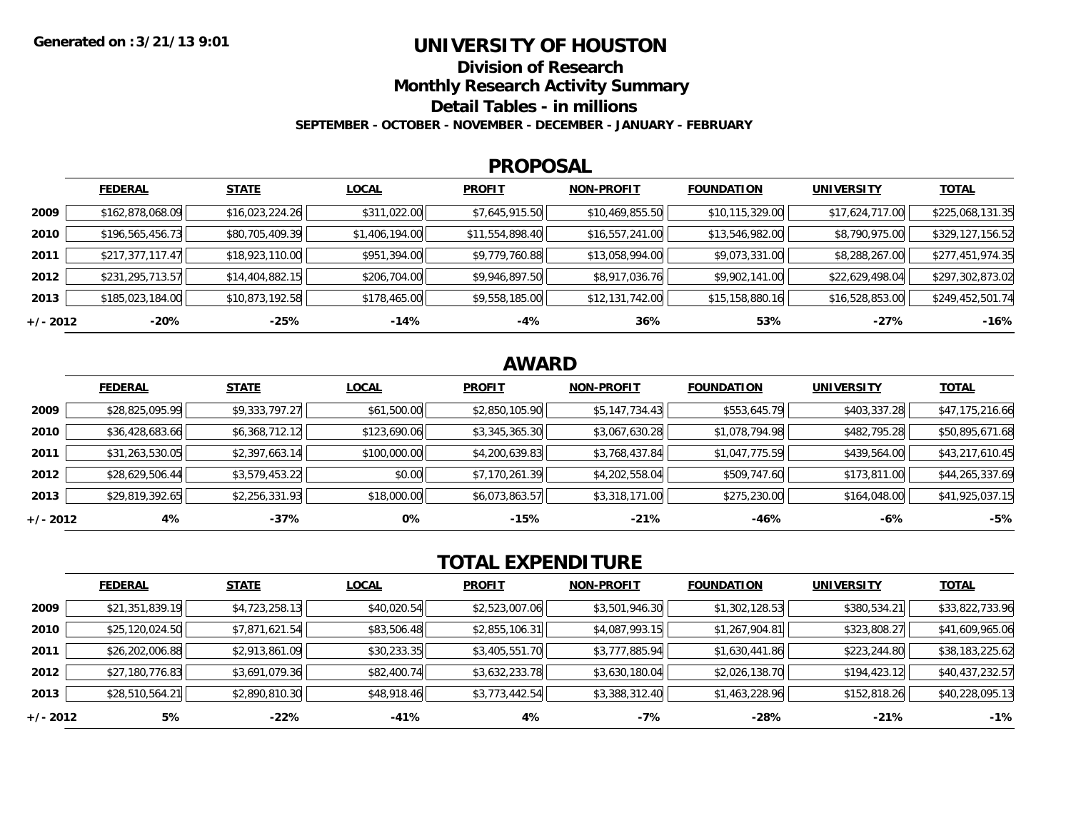Generated on :3/21/13 9:01

# UNIVERSITY OF HOUSTON

## Division of Research

## Monthly Research Activity Summary

## Detail Tables - in millions

**SEPTEMBER - OCTOBER - NOVEMBER - DECEMBER - JANUARY - FEBRUARY**

## PROPOSAL

| | FEDERAL | STATE | LOCAL | PROFIT | NON-PROFIT | FOUNDATION | UNIVERSITY | TOTAL |
|---|---|---|---|---|---|---|---|---|
| 2009 | $162,878,068.09 | $16,023,224.26 | $311,022.00 | $7,645,915.50 | $10,469,855.50 | $10,115,329.00 | $17,624,717.00 | $225,068,131.35 |
| 2010 | $196,565,456.73 | $80,705,409.39 | $1,406,194.00 | $11,554,898.40 | $16,557,241.00 | $13,546,982.00 | $8,790,975.00 | $329,127,156.52 |
| 2011 | $217,377,117.47 | $18,923,110.00 | $951,394.00 | $9,779,760.88 | $13,058,994.00 | $9,073,331.00 | $8,288,267.00 | $277,451,974.35 |
| 2012 | $231,295,713.57 | $14,404,882.15 | $206,704.00 | $9,946,897.50 | $8,917,036.76 | $9,902,141.00 | $22,629,498.04 | $297,302,873.02 |
| 2013 | $185,023,184.00 | $10,873,192.58 | $178,465.00 | $9,558,185.00 | $12,131,742.00 | $15,158,880.16 | $16,528,853.00 | $249,452,501.74 |
| +/- 2012 | -20% | -25% | -14% | -4% | 36% | 53% | -27% | -16% |

## AWARD

| | FEDERAL | STATE | LOCAL | PROFIT | NON-PROFIT | FOUNDATION | UNIVERSITY | TOTAL |
|---|---|---|---|---|---|---|---|---|
| 2009 | $28,825,095.99 | $9,333,797.27 | $61,500.00 | $2,850,105.90 | $5,147,734.43 | $553,645.79 | $403,337.28 | $47,175,216.66 |
| 2010 | $36,428,683.66 | $6,368,712.12 | $123,690.06 | $3,345,365.30 | $3,067,630.28 | $1,078,794.98 | $482,795.28 | $50,895,671.68 |
| 2011 | $31,263,530.05 | $2,397,663.14 | $100,000.00 | $4,200,639.83 | $3,768,437.84 | $1,047,775.59 | $439,564.00 | $43,217,610.45 |
| 2012 | $28,629,506.44 | $3,579,453.22 | $0.00 | $7,170,261.39 | $4,202,558.04 | $509,747.60 | $173,811.00 | $44,265,337.69 |
| 2013 | $29,819,392.65 | $2,256,331.93 | $18,000.00 | $6,073,863.57 | $3,318,171.00 | $275,230.00 | $164,048.00 | $41,925,037.15 |
| +/- 2012 | 4% | -37% | 0% | -15% | -21% | -46% | -6% | -5% |

## TOTAL EXPENDITURE

| | FEDERAL | STATE | LOCAL | PROFIT | NON-PROFIT | FOUNDATION | UNIVERSITY | TOTAL |
|---|---|---|---|---|---|---|---|---|
| 2009 | $21,351,839.19 | $4,723,258.13 | $40,020.54 | $2,523,007.06 | $3,501,946.30 | $1,302,128.53 | $380,534.21 | $33,822,733.96 |
| 2010 | $25,120,024.50 | $7,871,621.54 | $83,506.48 | $2,855,106.31 | $4,087,993.15 | $1,267,904.81 | $323,808.27 | $41,609,965.06 |
| 2011 | $26,202,006.88 | $2,913,861.09 | $30,233.35 | $3,405,551.70 | $3,777,885.94 | $1,630,441.86 | $223,244.80 | $38,183,225.62 |
| 2012 | $27,180,776.83 | $3,691,079.36 | $82,400.74 | $3,632,233.78 | $3,630,180.04 | $2,026,138.70 | $194,423.12 | $40,437,232.57 |
| 2013 | $28,510,564.21 | $2,890,810.30 | $48,918.46 | $3,773,442.54 | $3,388,312.40 | $1,463,228.96 | $152,818.26 | $40,228,095.13 |
| +/- 2012 | 5% | -22% | -41% | 4% | -7% | -28% | -21% | -1% |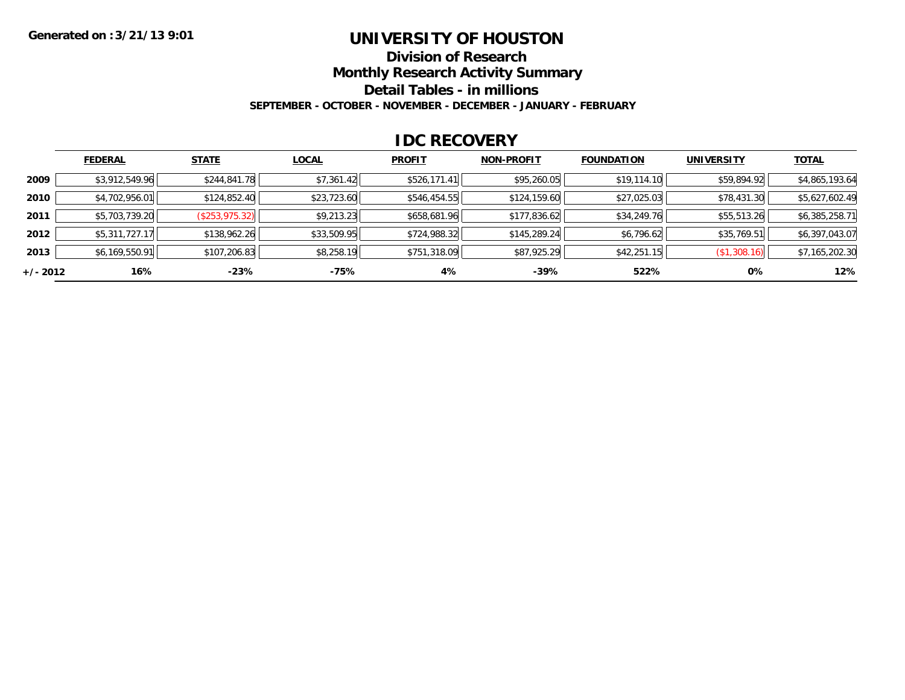Generated on :3/21/13 9:01

# UNIVERSITY OF HOUSTON

## Division of Research

## Monthly Research Activity Summary

## Detail Tables - in millions

### SEPTEMBER - OCTOBER - NOVEMBER - DECEMBER - JANUARY - FEBRUARY

## IDC RECOVERY

| | FEDERAL | STATE | LOCAL | PROFIT | NON-PROFIT | FOUNDATION | UNIVERSITY | TOTAL |
|---|---|---|---|---|---|---|---|---|
| **2009** | $3,912,549.96 | $244,841.78 | $7,361.42 | $526,171.41 | $95,260.05 | $19,114.10 | $59,894.92 | $4,865,193.64 |
| **2010** | $4,702,956.01 | $124,852.40 | $23,723.60 | $546,454.55 | $124,159.60 | $27,025.03 | $78,431.30 | $5,627,602.49 |
| **2011** | $5,703,739.20 | ($253,975.32) | $9,213.23 | $658,681.96 | $177,836.62 | $34,249.76 | $55,513.26 | $6,385,258.71 |
| **2012** | $5,311,727.17 | $138,962.26 | $33,509.95 | $724,988.32 | $145,289.24 | $6,796.62 | $35,769.51 | $6,397,043.07 |
| **2013** | $6,169,550.91 | $107,206.83 | $8,258.19 | $751,318.09 | $87,925.29 | $42,251.15 | ($1,308.16) | $7,165,202.30 |
| **+/- 2012** | **16%** | **-23%** | **-75%** | **4%** | **-39%** | **522%** | **0%** | **12%** |